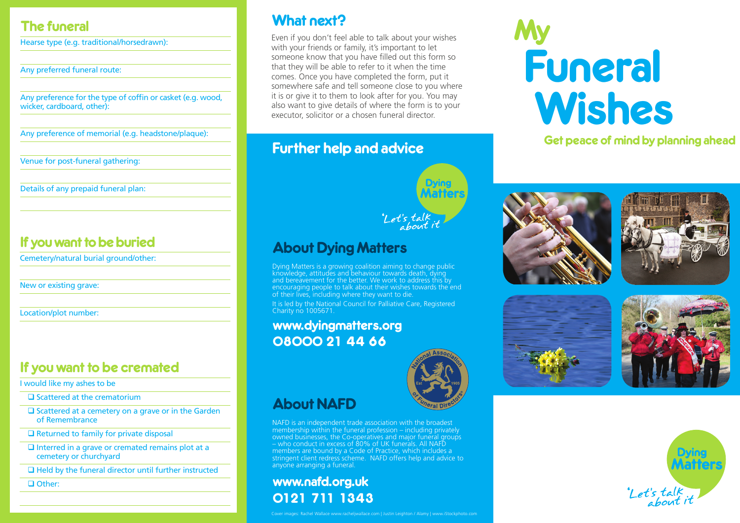## The funeral

Hearse type (e.g. traditional/horsedrawn):

Any preferred funeral route:

Any preference for the type of coffin or casket (e.g. wood, wicker, cardboard, other):

Any preference of memorial (e.g. headstone/plaque):

Venue for post-funeral gathering:

Details of any prepaid funeral plan:

## If you want to be buried

Cemetery/natural burial ground/other:

New or existing grave:

Location/plot number:

## If you want to be cremated

I would like my ashes to be

- ❑ Scattered at the crematorium
- ❑ Scattered at a cemetery on a grave or in the Garden of Remembrance
- ❑ Returned to family for private disposal
- ❑ Interred in a grave or cremated remains plot at a cemetery or churchyard
- ❑ Held by the funeral director until further instructed
- ❑ Other:

## What next?

Even if you don't feel able to talk about your wishes with your friends or family, it's important to let someone know that you have filled out this form so that they will be able to refer to it when the time comes. Once you have completed the form, put it somewhere safe and tell someone close to you where it is or give it to them to look after for you. You may also want to give details of where the form is to your executor, solicitor or a chosen funeral director.

## Further help and advice

Dying Matters
'Let's talk about it'

## About Dying Matters

Dying Matters is a growing coalition aiming to change public knowledge, attitudes and behaviour towards death, dying and bereavement for the better. We work to address this by encouraging people to talk about their wishes towards the end of their lives, including where they want to die.

It is led by the National Council for Palliative Care, Registered Charity no 1005671.

**www.dyingmatters.org**
**08000 21 44 66**

National Association of Funeral Directors Est 1905

## About NAFD

NAFD is an independent trade association with the broadest membership within the funeral profession – including privately owned businesses, the Co-operatives and major funeral groups – who conduct in excess of 80% of UK funerals. All NAFD members are bound by a Code of Practice, which includes a stringent client redress scheme. NAFD offers help and advice to anyone arranging a funeral.

**www.nafd.org.uk**
**0121 711 1343**

Cover images: Rachel Wallace www.racheljwallace.com | Justin Leighton / Alamy | www.iStockphoto.com

# My Funeral Wishes

### Get peace of mind by planning ahead

Dying Matters
'Let's talk about it'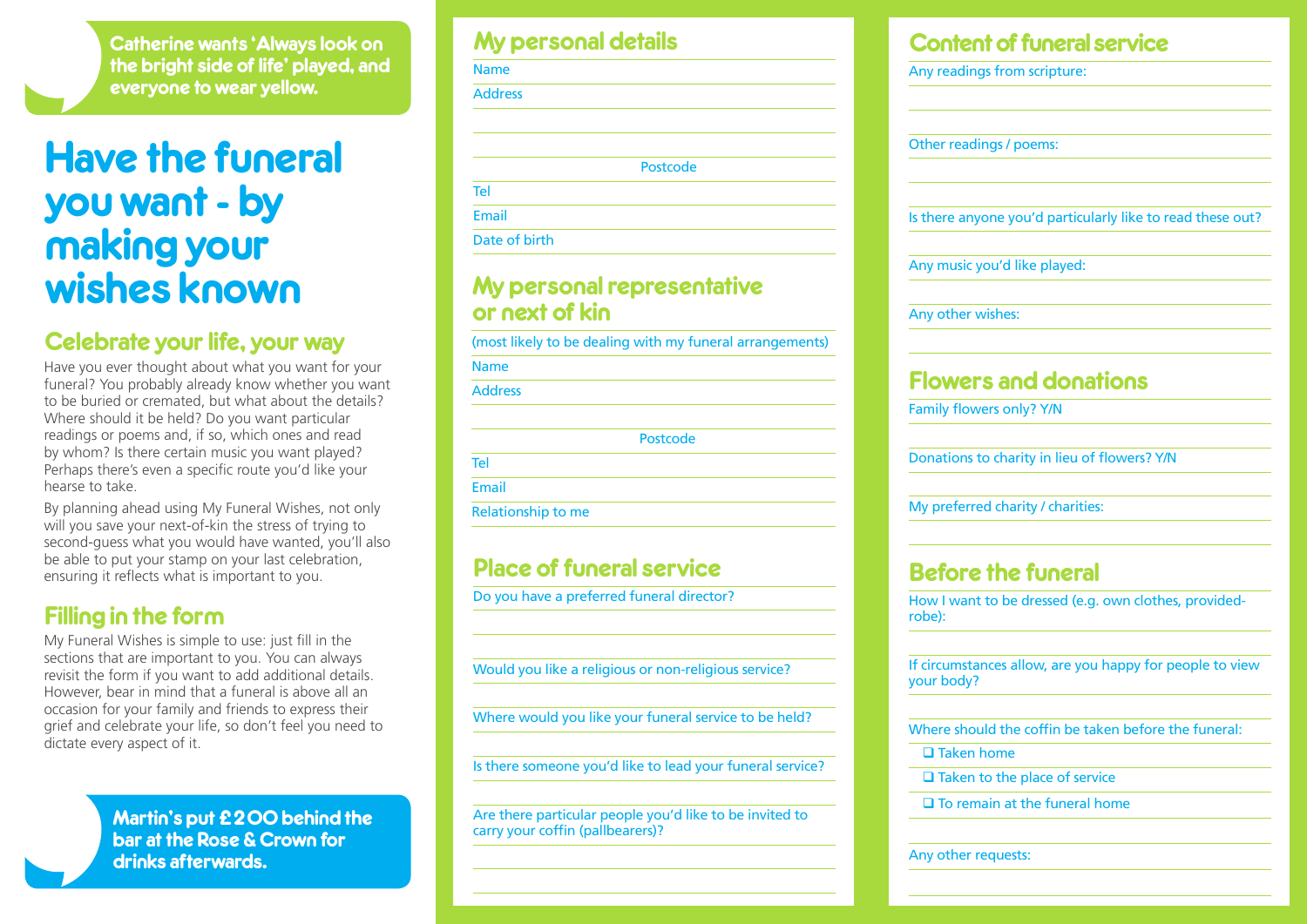Catherine wants 'Always look on the bright side of life' played, and everyone to wear yellow.

# Have the funeral you want - by making your wishes known

## Celebrate your life, your way

Have you ever thought about what you want for your funeral? You probably already know whether you want to be buried or cremated, but what about the details? Where should it be held? Do you want particular readings or poems and, if so, which ones and read by whom? Is there certain music you want played? Perhaps there's even a specific route you'd like your hearse to take.

By planning ahead using My Funeral Wishes, not only will you save your next-of-kin the stress of trying to second-guess what you would have wanted, you'll also be able to put your stamp on your last celebration, ensuring it reflects what is important to you.

## Filling in the form

My Funeral Wishes is simple to use: just fill in the sections that are important to you. You can always revisit the form if you want to add additional details. However, bear in mind that a funeral is above all an occasion for your family and friends to express their grief and celebrate your life, so don't feel you need to dictate every aspect of it.

Martin's put £200 behind the bar at the Rose & Crown for drinks afterwards.

## My personal details

Name

Address

Postcode

Tel

Email

Date of birth

## My personal representative or next of kin

(most likely to be dealing with my funeral arrangements)

Name

Address

Postcode

Tel

Email

Relationship to me

## Place of funeral service

Do you have a preferred funeral director?

Would you like a religious or non-religious service?

Where would you like your funeral service to be held?

Is there someone you'd like to lead your funeral service?

Are there particular people you'd like to be invited to carry your coffin (pallbearers)?

## Content of funeral service

Any readings from scripture:

Other readings / poems:

Is there anyone you'd particularly like to read these out?

Any music you'd like played:

Any other wishes:

## Flowers and donations

Family flowers only? Y/N

Donations to charity in lieu of flowers? Y/N

My preferred charity / charities:

## Before the funeral

How I want to be dressed (e.g. own clothes, provided-robe):

If circumstances allow, are you happy for people to view your body?

Where should the coffin be taken before the funeral:

- ❑ Taken home
- ❑ Taken to the place of service
- ❑ To remain at the funeral home

Any other requests: